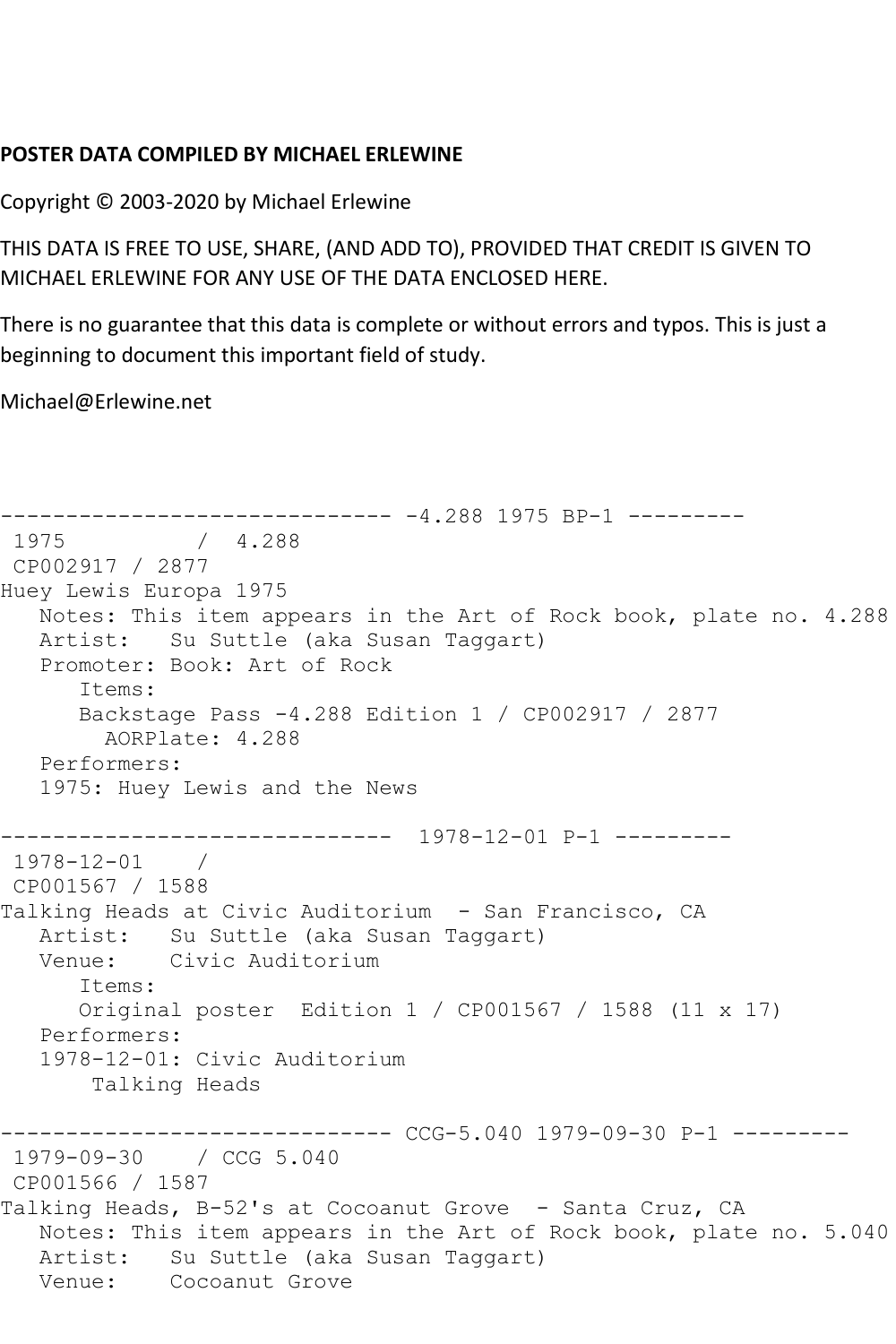**POSTER DATA COMPILED BY MICHAEL ERLEWINE**

Copyright © 2003-2020 by Michael Erlewine

THIS DATA IS FREE TO USE, SHARE, (AND ADD TO), PROVIDED THAT CREDIT IS GIVEN TO MICHAEL ERLEWINE FOR ANY USE OF THE DATA ENCLOSED HERE.

There is no guarantee that this data is complete or without errors and typos. This is just a beginning to document this important field of study.

Michael@Erlewine.net

```
------------------------------ -4.288 1975 BP-1 ---------
 1975          /  4.288
 CP002917 / 2877
Huey Lewis Europa 1975
   Notes: This item appears in the Art of Rock book, plate no. 4.288
   Artist:   Su Suttle (aka Susan Taggart)
   Promoter: Book: Art of Rock
      Items:
      Backstage Pass -4.288 Edition 1 / CP002917 / 2877
        AORPlate: 4.288
   Performers:
   1975: Huey Lewis and the News

------------------------------  1978-12-01 P-1 ---------
 1978-12-01    /
 CP001567 / 1588
Talking Heads at Civic Auditorium  - San Francisco, CA
   Artist:   Su Suttle (aka Susan Taggart)
   Venue:    Civic Auditorium
      Items:
      Original poster  Edition 1 / CP001567 / 1588 (11 x 17)
   Performers:
   1978-12-01: Civic Auditorium
       Talking Heads

------------------------------ CCG-5.040 1979-09-30 P-1 ---------
 1979-09-30    / CCG 5.040
 CP001566 / 1587
Talking Heads, B-52's at Cocoanut Grove  - Santa Cruz, CA
   Notes: This item appears in the Art of Rock book, plate no. 5.040
   Artist:   Su Suttle (aka Susan Taggart)
   Venue:    Cocoanut Grove
```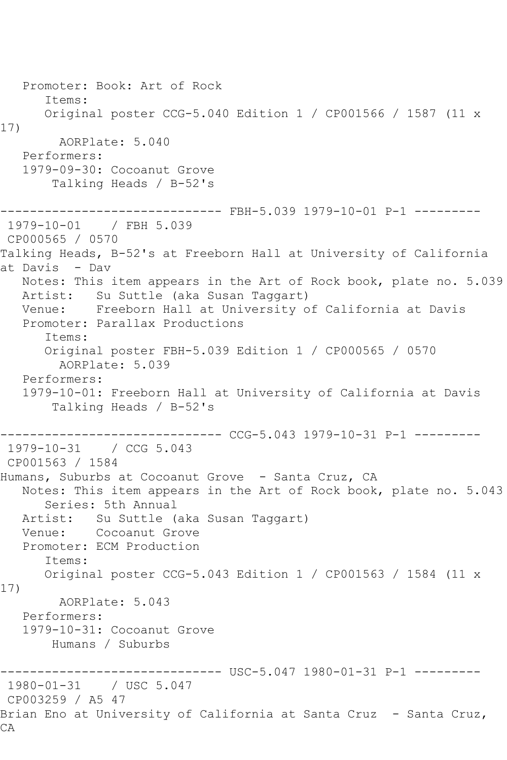```
   Promoter: Book: Art of Rock
      Items:
      Original poster CCG-5.040 Edition 1 / CP001566 / 1587 (11 x 
17)
        AORPlate: 5.040 
   Performers:
   1979-09-30: Cocoanut Grove
       Talking Heads / B-52's

------------------------------ FBH-5.039 1979-10-01 P-1 ---------
 1979-10-01    / FBH 5.039
 CP000565 / 0570
Talking Heads, B-52's at Freeborn Hall at University of California 
at Davis  - Dav
   Notes: This item appears in the Art of Rock book, plate no. 5.039
   Artist:   Su Suttle (aka Susan Taggart)
   Venue:    Freeborn Hall at University of California at Davis
   Promoter: Parallax Productions
      Items:
      Original poster FBH-5.039 Edition 1 / CP000565 / 0570
        AORPlate: 5.039 
   Performers:
   1979-10-01: Freeborn Hall at University of California at Davis
       Talking Heads / B-52's

------------------------------ CCG-5.043 1979-10-31 P-1 ---------
 1979-10-31    / CCG 5.043
 CP001563 / 1584
Humans, Suburbs at Cocoanut Grove  - Santa Cruz, CA
   Notes: This item appears in the Art of Rock book, plate no. 5.043
      Series: 5th Annual
   Artist:   Su Suttle (aka Susan Taggart)
   Venue:    Cocoanut Grove
   Promoter: ECM Production
      Items:
      Original poster CCG-5.043 Edition 1 / CP001563 / 1584 (11 x 
17)
        AORPlate: 5.043 
   Performers:
   1979-10-31: Cocoanut Grove
       Humans / Suburbs

------------------------------ USC-5.047 1980-01-31 P-1 ---------
 1980-01-31    / USC 5.047
 CP003259 / A5 47
Brian Eno at University of California at Santa Cruz  - Santa Cruz, 
CA
```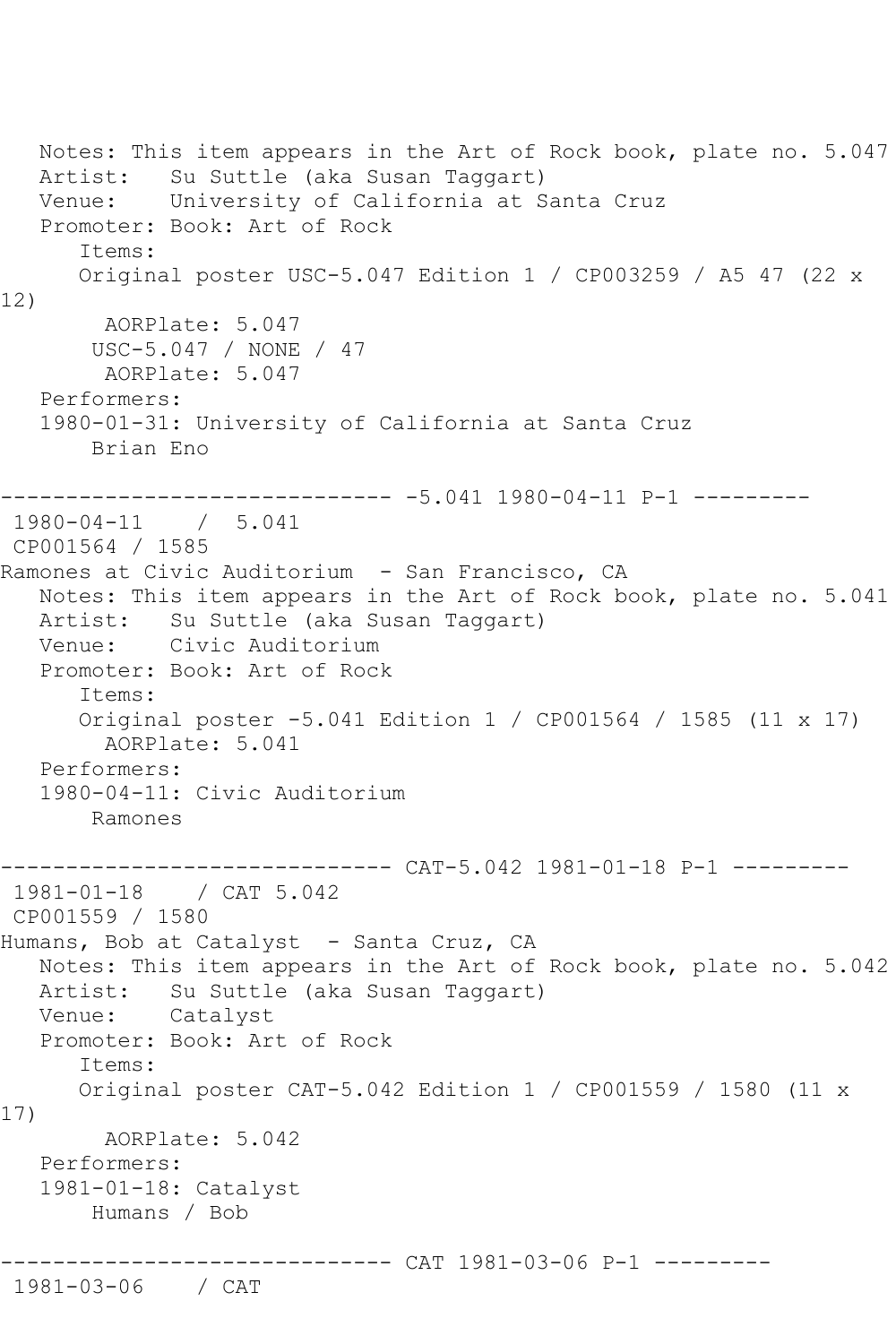Notes: This item appears in the Art of Rock book, plate no. 5.047
Artist: Su Suttle (aka Susan Taggart)
Venue: University of California at Santa Cruz
Promoter: Book: Art of Rock
Items:
Original poster USC-5.047 Edition 1 / CP003259 / A5 47 (22 x 12)
AORPlate: 5.047
USC-5.047 / NONE / 47
AORPlate: 5.047
Performers:
1980-01-31: University of California at Santa Cruz
Brian Eno

------------------------------ -5.041 1980-04-11 P-1 ---------

1980-04-11 / 5.041
CP001564 / 1585
Ramones at Civic Auditorium - San Francisco, CA
Notes: This item appears in the Art of Rock book, plate no. 5.041
Artist: Su Suttle (aka Susan Taggart)
Venue: Civic Auditorium
Promoter: Book: Art of Rock
Items:
Original poster -5.041 Edition 1 / CP001564 / 1585 (11 x 17)
AORPlate: 5.041
Performers:
1980-04-11: Civic Auditorium
Ramones

------------------------------ CAT-5.042 1981-01-18 P-1 ---------

1981-01-18 / CAT 5.042
CP001559 / 1580
Humans, Bob at Catalyst - Santa Cruz, CA
Notes: This item appears in the Art of Rock book, plate no. 5.042
Artist: Su Suttle (aka Susan Taggart)
Venue: Catalyst
Promoter: Book: Art of Rock
Items:
Original poster CAT-5.042 Edition 1 / CP001559 / 1580 (11 x 17)
AORPlate: 5.042
Performers:
1981-01-18: Catalyst
Humans / Bob

------------------------------ CAT 1981-03-06 P-1 ---------

1981-03-06 / CAT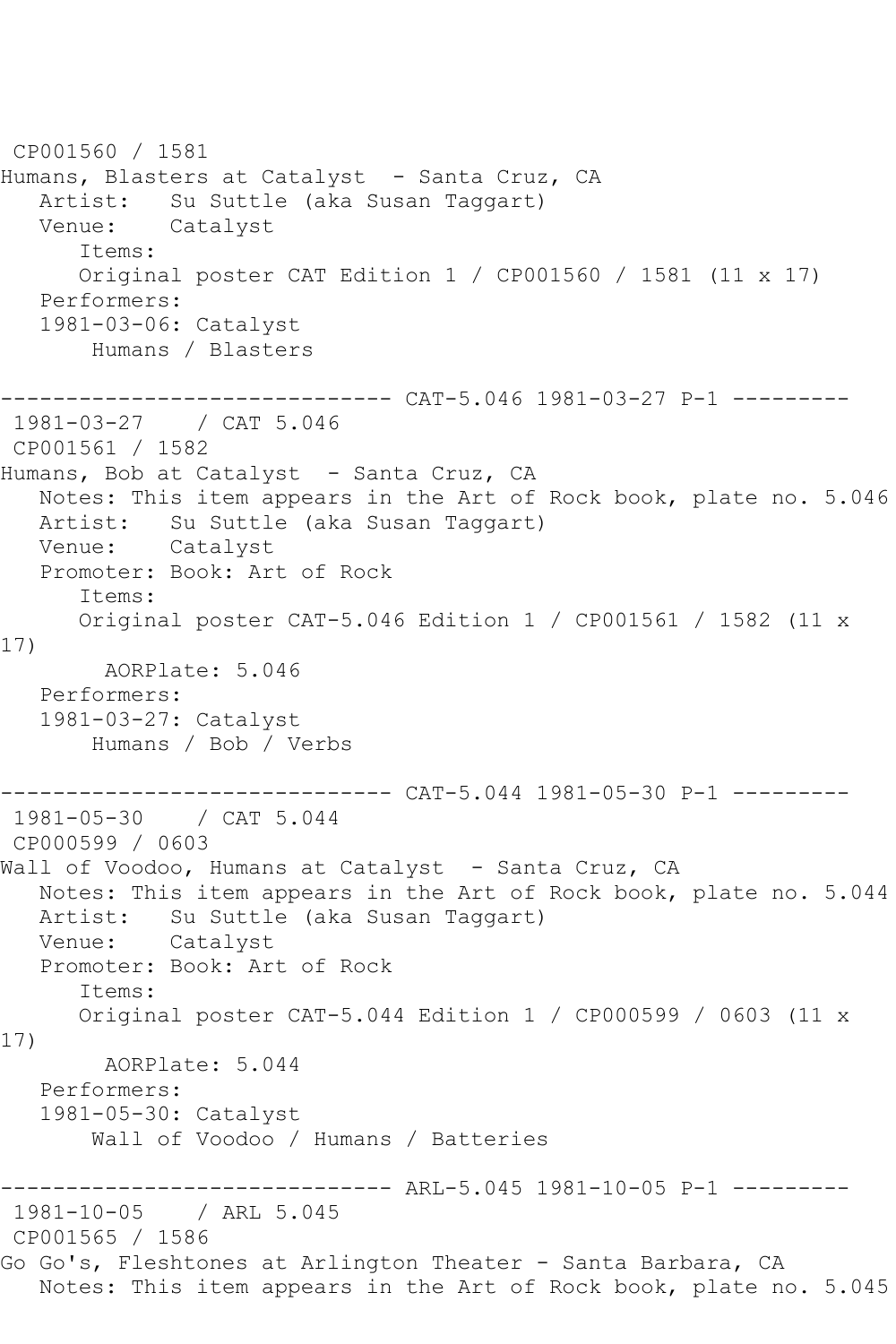CP001560 / 1581
Humans, Blasters at Catalyst - Santa Cruz, CA
Artist: Su Suttle (aka Susan Taggart)
Venue: Catalyst
Items:
Original poster CAT Edition 1 / CP001560 / 1581 (11 x 17)
Performers:
1981-03-06: Catalyst
Humans / Blasters

------------------------------ CAT-5.046 1981-03-27 P-1 ---------

1981-03-27 / CAT 5.046
CP001561 / 1582
Humans, Bob at Catalyst - Santa Cruz, CA
Notes: This item appears in the Art of Rock book, plate no. 5.046
Artist: Su Suttle (aka Susan Taggart)
Venue: Catalyst
Promoter: Book: Art of Rock
Items:
Original poster CAT-5.046 Edition 1 / CP001561 / 1582 (11 x 17)
AORPlate: 5.046
Performers:
1981-03-27: Catalyst
Humans / Bob / Verbs

------------------------------ CAT-5.044 1981-05-30 P-1 ---------

1981-05-30 / CAT 5.044
CP000599 / 0603
Wall of Voodoo, Humans at Catalyst - Santa Cruz, CA
Notes: This item appears in the Art of Rock book, plate no. 5.044
Artist: Su Suttle (aka Susan Taggart)
Venue: Catalyst
Promoter: Book: Art of Rock
Items:
Original poster CAT-5.044 Edition 1 / CP000599 / 0603 (11 x 17)
AORPlate: 5.044
Performers:
1981-05-30: Catalyst
Wall of Voodoo / Humans / Batteries

------------------------------ ARL-5.045 1981-10-05 P-1 ---------

1981-10-05 / ARL 5.045
CP001565 / 1586
Go Go's, Fleshtones at Arlington Theater - Santa Barbara, CA
Notes: This item appears in the Art of Rock book, plate no. 5.045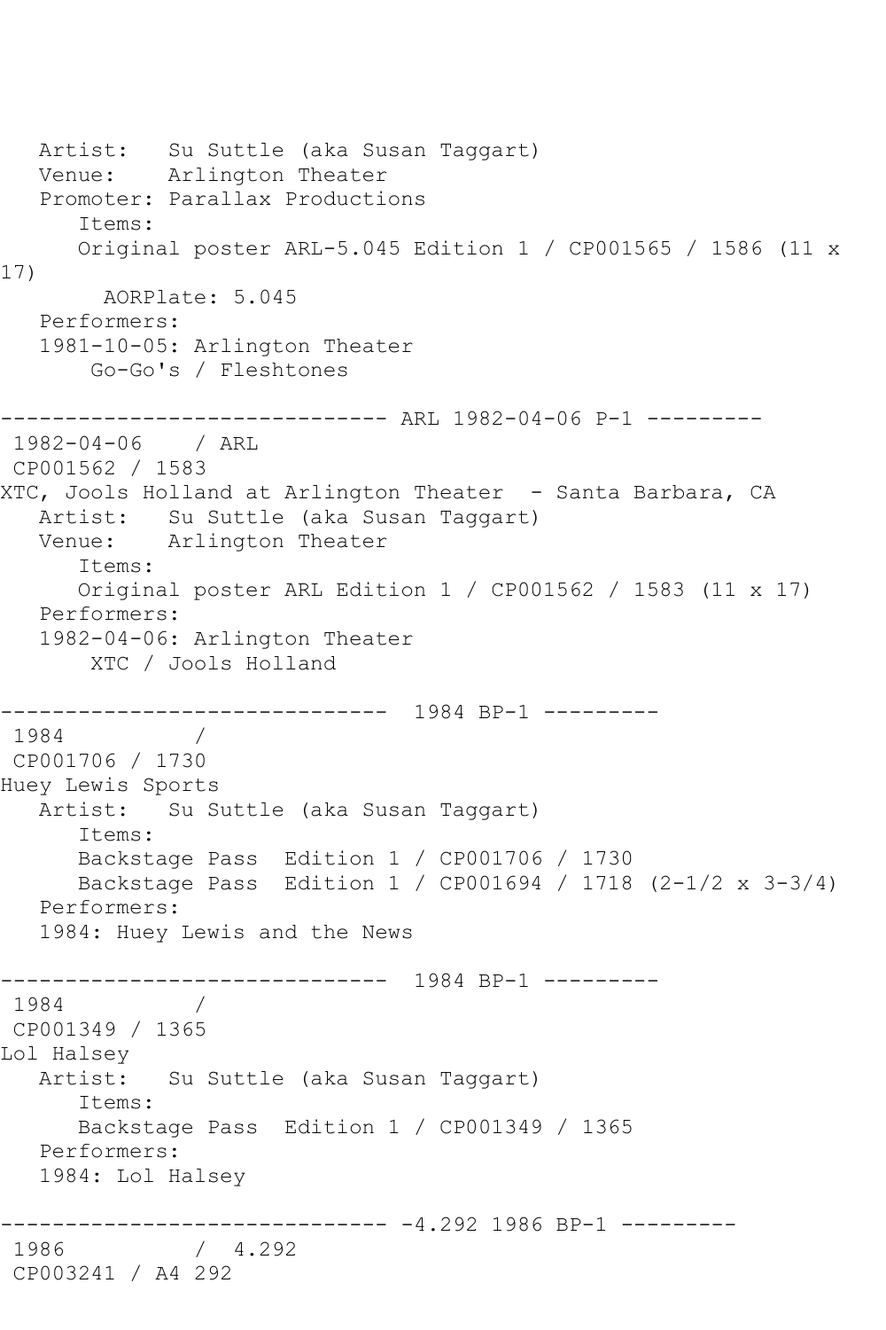```
   Artist:   Su Suttle (aka Susan Taggart)
   Venue:    Arlington Theater
   Promoter: Parallax Productions
      Items:
      Original poster ARL-5.045 Edition 1 / CP001565 / 1586 (11 x 
17)
        AORPlate: 5.045 
   Performers:
   1981-10-05: Arlington Theater
       Go-Go's / Fleshtones

------------------------------ ARL 1982-04-06 P-1 ---------
 1982-04-06    / ARL 
 CP001562 / 1583
XTC, Jools Holland at Arlington Theater  - Santa Barbara, CA
   Artist:   Su Suttle (aka Susan Taggart)
   Venue:    Arlington Theater
      Items:
      Original poster ARL Edition 1 / CP001562 / 1583 (11 x 17)
   Performers:
   1982-04-06: Arlington Theater
       XTC / Jools Holland

------------------------------  1984 BP-1 ---------
 1984          / 
 CP001706 / 1730
Huey Lewis Sports
   Artist:   Su Suttle (aka Susan Taggart)
      Items:
      Backstage Pass  Edition 1 / CP001706 / 1730
      Backstage Pass  Edition 1 / CP001694 / 1718 (2-1/2 x 3-3/4)
   Performers:
   1984: Huey Lewis and the News

------------------------------  1984 BP-1 ---------
 1984          / 
 CP001349 / 1365
Lol Halsey
   Artist:   Su Suttle (aka Susan Taggart)
      Items:
      Backstage Pass  Edition 1 / CP001349 / 1365
   Performers:
   1984: Lol Halsey

------------------------------ -4.292 1986 BP-1 ---------
 1986          /  4.292
 CP003241 / A4 292
```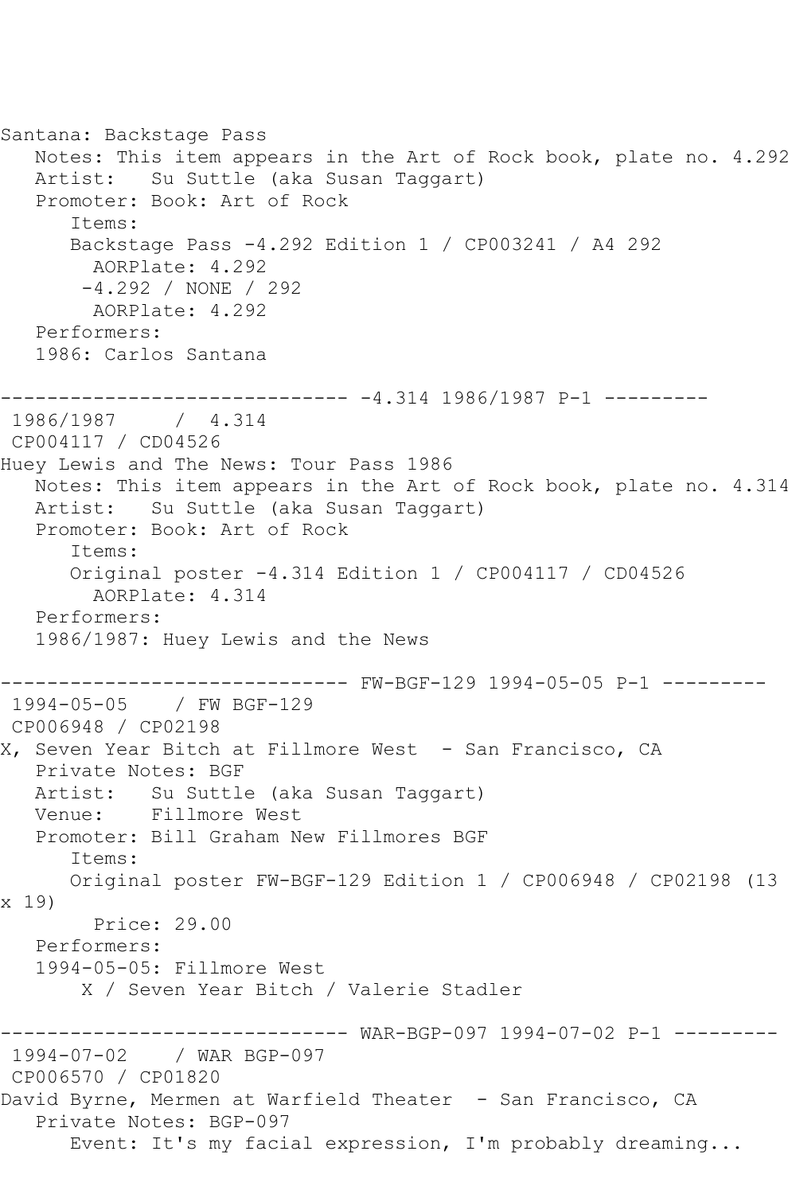Santana: Backstage Pass
   Notes: This item appears in the Art of Rock book, plate no. 4.292
   Artist:   Su Suttle (aka Susan Taggart)
   Promoter: Book: Art of Rock
      Items:
      Backstage Pass -4.292 Edition 1 / CP003241 / A4 292
        AORPlate: 4.292
       -4.292 / NONE / 292
        AORPlate: 4.292
   Performers:
   1986: Carlos Santana

------------------------------ -4.314 1986/1987 P-1 ---------
 1986/1987     /  4.314
 CP004117 / CD04526
Huey Lewis and The News: Tour Pass 1986
   Notes: This item appears in the Art of Rock book, plate no. 4.314
   Artist:   Su Suttle (aka Susan Taggart)
   Promoter: Book: Art of Rock
      Items:
      Original poster -4.314 Edition 1 / CP004117 / CD04526
        AORPlate: 4.314
   Performers:
   1986/1987: Huey Lewis and the News

------------------------------ FW-BGF-129 1994-05-05 P-1 ---------
 1994-05-05    / FW BGF-129
 CP006948 / CP02198
X, Seven Year Bitch at Fillmore West  - San Francisco, CA
   Private Notes: BGF
   Artist:   Su Suttle (aka Susan Taggart)
   Venue:    Fillmore West
   Promoter: Bill Graham New Fillmores BGF
      Items:
      Original poster FW-BGF-129 Edition 1 / CP006948 / CP02198 (13 x 19)
        Price: 29.00
   Performers:
   1994-05-05: Fillmore West
       X / Seven Year Bitch / Valerie Stadler

------------------------------ WAR-BGP-097 1994-07-02 P-1 ---------
 1994-07-02    / WAR BGP-097
 CP006570 / CP01820
David Byrne, Mermen at Warfield Theater  - San Francisco, CA
   Private Notes: BGP-097
      Event: It's my facial expression, I'm probably dreaming...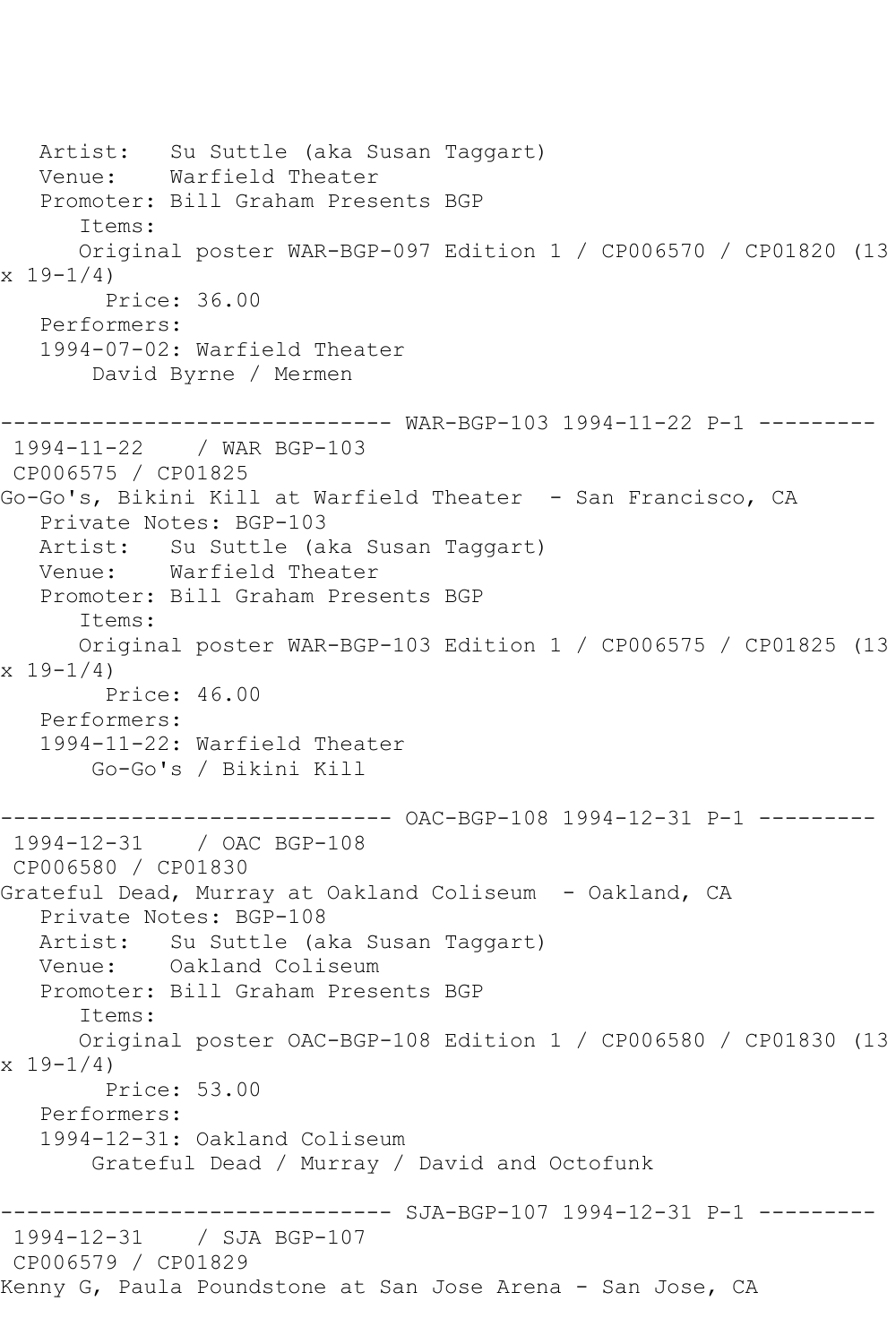Artist: Su Suttle (aka Susan Taggart)
Venue: Warfield Theater
Promoter: Bill Graham Presents BGP
Items:
Original poster WAR-BGP-097 Edition 1 / CP006570 / CP01820 (13 x 19-1/4)
Price: 36.00
Performers:
1994-07-02: Warfield Theater
David Byrne / Mermen

------------------------------ WAR-BGP-103 1994-11-22 P-1 ---------

1994-11-22 / WAR BGP-103
CP006575 / CP01825
Go-Go's, Bikini Kill at Warfield Theater - San Francisco, CA
Private Notes: BGP-103
Artist: Su Suttle (aka Susan Taggart)
Venue: Warfield Theater
Promoter: Bill Graham Presents BGP
Items:
Original poster WAR-BGP-103 Edition 1 / CP006575 / CP01825 (13 x 19-1/4)
Price: 46.00
Performers:
1994-11-22: Warfield Theater
Go-Go's / Bikini Kill

------------------------------ OAC-BGP-108 1994-12-31 P-1 ---------

1994-12-31 / OAC BGP-108
CP006580 / CP01830
Grateful Dead, Murray at Oakland Coliseum - Oakland, CA
Private Notes: BGP-108
Artist: Su Suttle (aka Susan Taggart)
Venue: Oakland Coliseum
Promoter: Bill Graham Presents BGP
Items:
Original poster OAC-BGP-108 Edition 1 / CP006580 / CP01830 (13 x 19-1/4)
Price: 53.00
Performers:
1994-12-31: Oakland Coliseum
Grateful Dead / Murray / David and Octofunk

------------------------------ SJA-BGP-107 1994-12-31 P-1 ---------

1994-12-31 / SJA BGP-107
CP006579 / CP01829
Kenny G, Paula Poundstone at San Jose Arena - San Jose, CA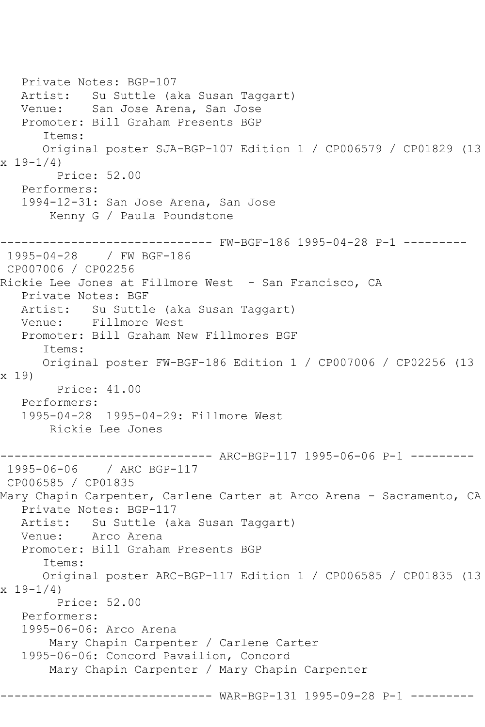Private Notes: BGP-107
Artist: Su Suttle (aka Susan Taggart)
Venue: San Jose Arena, San Jose
Promoter: Bill Graham Presents BGP
Items:
Original poster SJA-BGP-107 Edition 1 / CP006579 / CP01829 (13 x 19-1/4)
Price: 52.00
Performers:
1994-12-31: San Jose Arena, San Jose
Kenny G / Paula Poundstone

------------------------------ FW-BGF-186 1995-04-28 P-1 ---------

1995-04-28 / FW BGF-186
CP007006 / CP02256
Rickie Lee Jones at Fillmore West - San Francisco, CA
Private Notes: BGF
Artist: Su Suttle (aka Susan Taggart)
Venue: Fillmore West
Promoter: Bill Graham New Fillmores BGF
Items:
Original poster FW-BGF-186 Edition 1 / CP007006 / CP02256 (13 x 19)
Price: 41.00
Performers:
1995-04-28 1995-04-29: Fillmore West
Rickie Lee Jones

------------------------------ ARC-BGP-117 1995-06-06 P-1 ---------

1995-06-06 / ARC BGP-117
CP006585 / CP01835
Mary Chapin Carpenter, Carlene Carter at Arco Arena - Sacramento, CA
Private Notes: BGP-117
Artist: Su Suttle (aka Susan Taggart)
Venue: Arco Arena
Promoter: Bill Graham Presents BGP
Items:
Original poster ARC-BGP-117 Edition 1 / CP006585 / CP01835 (13 x 19-1/4)
Price: 52.00
Performers:
1995-06-06: Arco Arena
Mary Chapin Carpenter / Carlene Carter
1995-06-06: Concord Pavailion, Concord
Mary Chapin Carpenter / Mary Chapin Carpenter

------------------------------ WAR-BGP-131 1995-09-28 P-1 ---------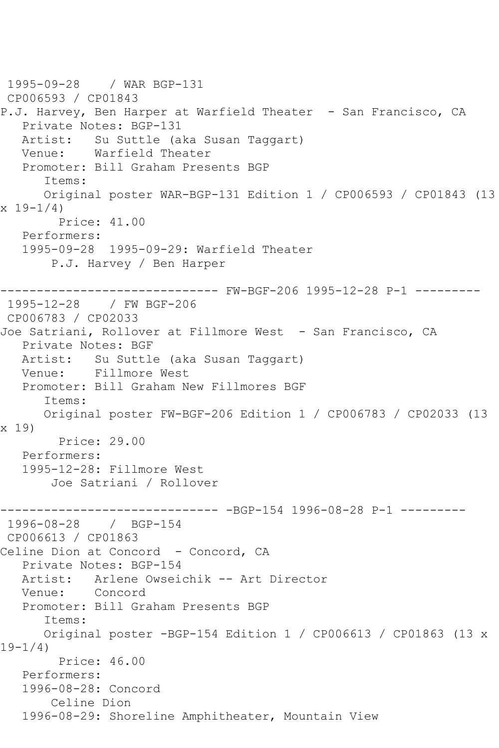1995-09-28 / WAR BGP-131
CP006593 / CP01843
P.J. Harvey, Ben Harper at Warfield Theater - San Francisco, CA
Private Notes: BGP-131
Artist: Su Suttle (aka Susan Taggart)
Venue: Warfield Theater
Promoter: Bill Graham Presents BGP
Items:
Original poster WAR-BGP-131 Edition 1 / CP006593 / CP01843 (13 x 19-1/4)
Price: 41.00
Performers:
1995-09-28 1995-09-29: Warfield Theater
P.J. Harvey / Ben Harper

------------------------------ FW-BGF-206 1995-12-28 P-1 ---------
1995-12-28 / FW BGF-206
CP006783 / CP02033
Joe Satriani, Rollover at Fillmore West - San Francisco, CA
Private Notes: BGF
Artist: Su Suttle (aka Susan Taggart)
Venue: Fillmore West
Promoter: Bill Graham New Fillmores BGF
Items:
Original poster FW-BGF-206 Edition 1 / CP006783 / CP02033 (13 x 19)
Price: 29.00
Performers:
1995-12-28: Fillmore West
Joe Satriani / Rollover

------------------------------ -BGP-154 1996-08-28 P-1 ---------
1996-08-28 / BGP-154
CP006613 / CP01863
Celine Dion at Concord - Concord, CA
Private Notes: BGP-154
Artist: Arlene Owseichik -- Art Director
Venue: Concord
Promoter: Bill Graham Presents BGP
Items:
Original poster -BGP-154 Edition 1 / CP006613 / CP01863 (13 x 19-1/4)
Price: 46.00
Performers:
1996-08-28: Concord
Celine Dion
1996-08-29: Shoreline Amphitheater, Mountain View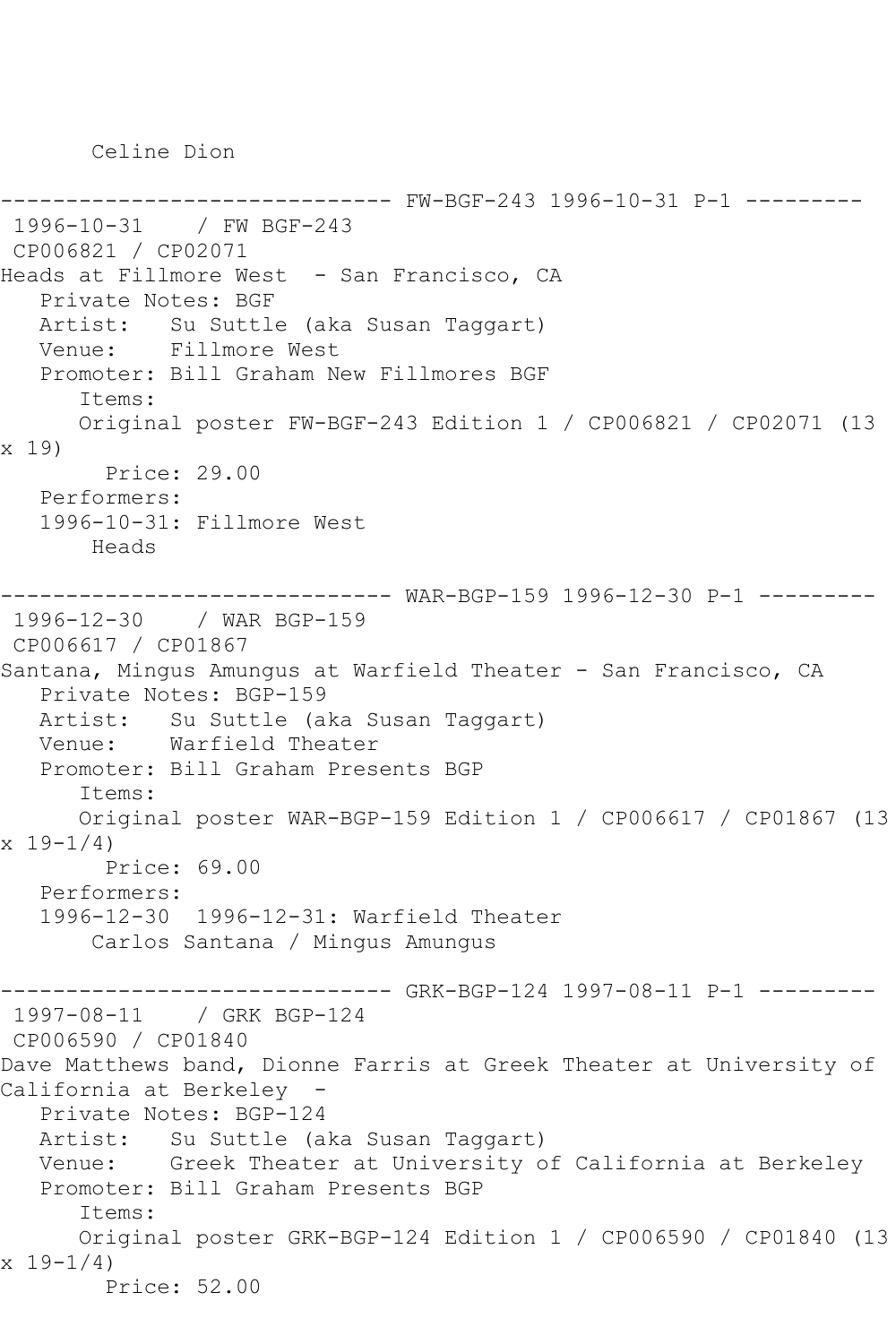Celine Dion

------------------------------ FW-BGF-243 1996-10-31 P-1 ---------

1996-10-31 / FW BGF-243

CP006821 / CP02071

Heads at Fillmore West - San Francisco, CA

Private Notes: BGF

Artist: Su Suttle (aka Susan Taggart)

Venue: Fillmore West

Promoter: Bill Graham New Fillmores BGF

Items:

Original poster FW-BGF-243 Edition 1 / CP006821 / CP02071 (13 x 19)

Price: 29.00

Performers:

1996-10-31: Fillmore West

Heads

------------------------------ WAR-BGP-159 1996-12-30 P-1 ---------

1996-12-30 / WAR BGP-159

CP006617 / CP01867

Santana, Mingus Amungus at Warfield Theater - San Francisco, CA

Private Notes: BGP-159

Artist: Su Suttle (aka Susan Taggart)

Venue: Warfield Theater

Promoter: Bill Graham Presents BGP

Items:

Original poster WAR-BGP-159 Edition 1 / CP006617 / CP01867 (13 x 19-1/4)

Price: 69.00

Performers:

1996-12-30 1996-12-31: Warfield Theater

Carlos Santana / Mingus Amungus

------------------------------ GRK-BGP-124 1997-08-11 P-1 ---------

1997-08-11 / GRK BGP-124

CP006590 / CP01840

Dave Matthews band, Dionne Farris at Greek Theater at University of California at Berkeley -

Private Notes: BGP-124

Artist: Su Suttle (aka Susan Taggart)

Venue: Greek Theater at University of California at Berkeley

Promoter: Bill Graham Presents BGP

Items:

Original poster GRK-BGP-124 Edition 1 / CP006590 / CP01840 (13 x 19-1/4)

Price: 52.00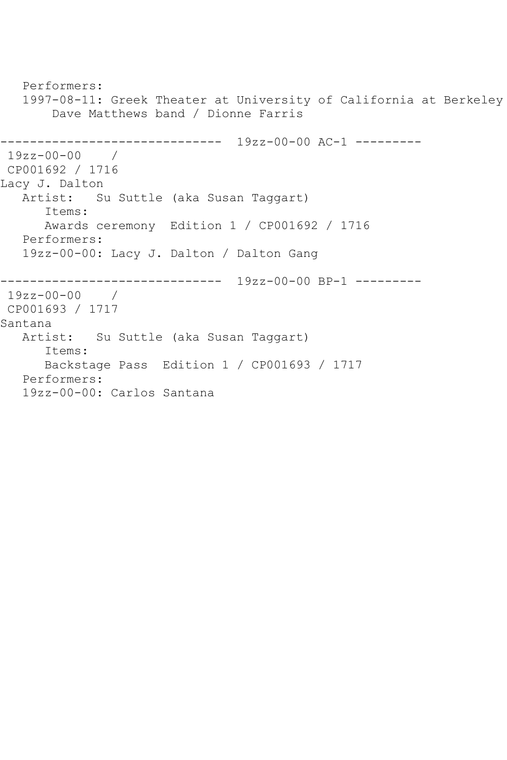```
   Performers:
   1997-08-11: Greek Theater at University of California at Berkeley
       Dave Matthews band / Dionne Farris

------------------------------  19zz-00-00 AC-1 ---------
 19zz-00-00    /
 CP001692 / 1716
Lacy J. Dalton
   Artist:   Su Suttle (aka Susan Taggart)
      Items:
      Awards ceremony  Edition 1 / CP001692 / 1716
   Performers:
   19zz-00-00: Lacy J. Dalton / Dalton Gang

------------------------------  19zz-00-00 BP-1 ---------
 19zz-00-00    /
 CP001693 / 1717
Santana
   Artist:   Su Suttle (aka Susan Taggart)
      Items:
      Backstage Pass  Edition 1 / CP001693 / 1717
   Performers:
   19zz-00-00: Carlos Santana
```